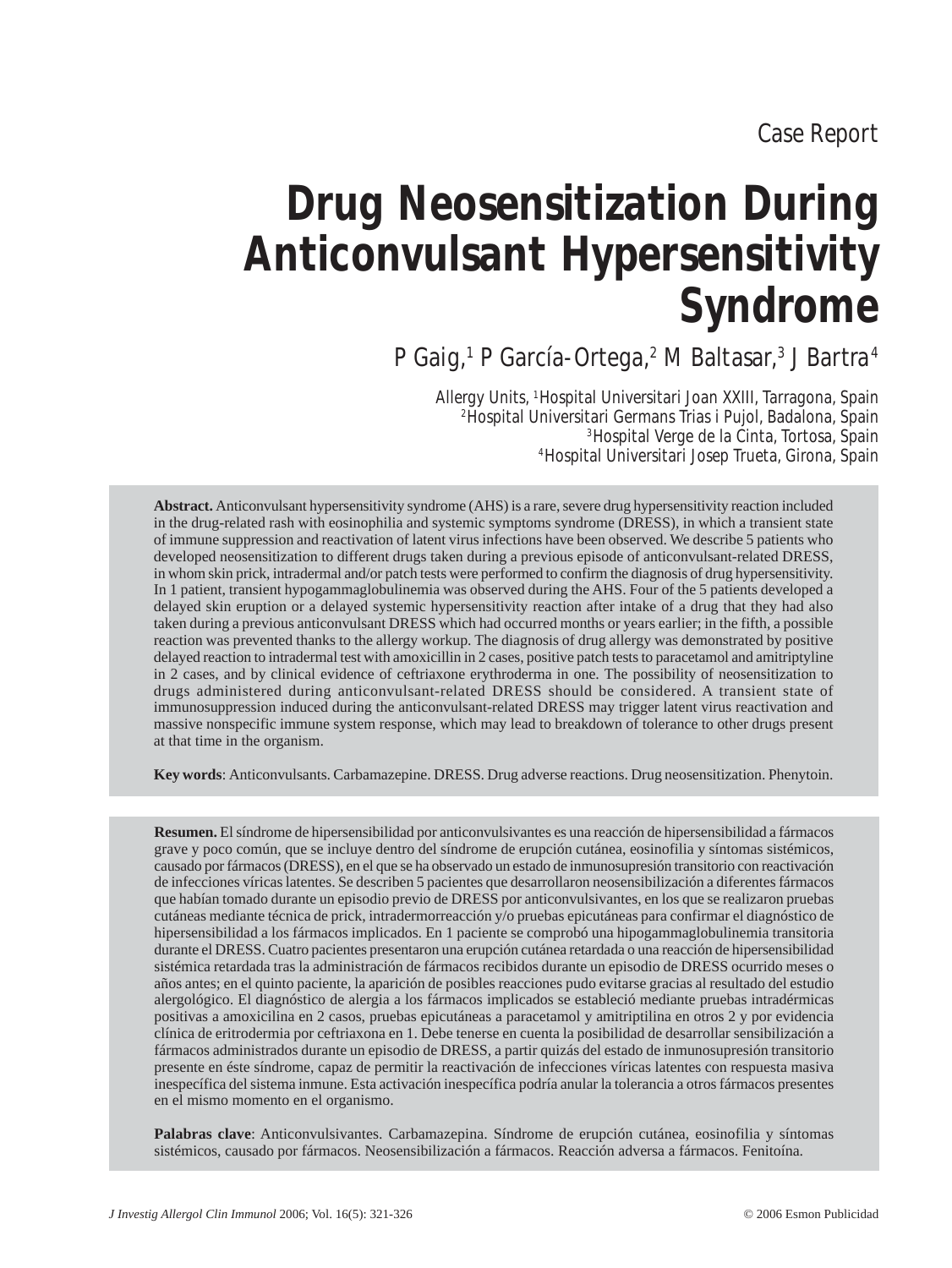Case Report

# Drug Neosensitization During Anticonvulsant Hypersensitivity Syndrome

P Gaig,[1] P García-Ortega,[2] M Baltasar,[3] J Bartra[4]

Allergy Units, [1]Hospital Universitari Joan XXIII, Tarragona, Spain
[2]Hospital Universitari Germans Trias i Pujol, Badalona, Spain
[3]Hospital Verge de la Cinta, Tortosa, Spain
[4]Hospital Universitari Josep Trueta, Girona, Spain

**Abstract.** Anticonvulsant hypersensitivity syndrome (AHS) is a rare, severe drug hypersensitivity reaction included in the drug-related rash with eosinophilia and systemic symptoms syndrome (DRESS), in which a transient state of immune suppression and reactivation of latent virus infections have been observed. We describe 5 patients who developed neosensitization to different drugs taken during a previous episode of anticonvulsant-related DRESS, in whom skin prick, intradermal and/or patch tests were performed to confirm the diagnosis of drug hypersensitivity. In 1 patient, transient hypogammaglobulinemia was observed during the AHS. Four of the 5 patients developed a delayed skin eruption or a delayed systemic hypersensitivity reaction after intake of a drug that they had also taken during a previous anticonvulsant DRESS which had occurred months or years earlier; in the fifth, a possible reaction was prevented thanks to the allergy workup. The diagnosis of drug allergy was demonstrated by positive delayed reaction to intradermal test with amoxicillin in 2 cases, positive patch tests to paracetamol and amitriptyline in 2 cases, and by clinical evidence of ceftriaxone erythroderma in one. The possibility of neosensitization to drugs administered during anticonvulsant-related DRESS should be considered. A transient state of immunosuppression induced during the anticonvulsant-related DRESS may trigger latent virus reactivation and massive nonspecific immune system response, which may lead to breakdown of tolerance to other drugs present at that time in the organism.

**Key words**: Anticonvulsants. Carbamazepine. DRESS. Drug adverse reactions. Drug neosensitization. Phenytoin.

**Resumen.** El síndrome de hipersensibilidad por anticonvulsivantes es una reacción de hipersensibilidad a fármacos grave y poco común, que se incluye dentro del síndrome de erupción cutánea, eosinofilia y síntomas sistémicos, causado por fármacos (DRESS), en el que se ha observado un estado de inmunosupresión transitorio con reactivación de infecciones víricas latentes. Se describen 5 pacientes que desarrollaron neosensibilización a diferentes fármacos que habían tomado durante un episodio previo de DRESS por anticonvulsivantes, en los que se realizaron pruebas cutáneas mediante técnica de prick, intradermorreacción y/o pruebas epicutáneas para confirmar el diagnóstico de hipersensibilidad a los fármacos implicados. En 1 paciente se comprobó una hipogammaglobulinemia transitoria durante el DRESS. Cuatro pacientes presentaron una erupción cutánea retardada o una reacción de hipersensibilidad sistémica retardada tras la administración de fármacos recibidos durante un episodio de DRESS ocurrido meses o años antes; en el quinto paciente, la aparición de posibles reacciones pudo evitarse gracias al resultado del estudio alergológico. El diagnóstico de alergia a los fármacos implicados se estableció mediante pruebas intradérmicas positivas a amoxicilina en 2 casos, pruebas epicutáneas a paracetamol y amitriptilina en otros 2 y por evidencia clínica de eritrodermia por ceftriaxona en 1. Debe tenerse en cuenta la posibilidad de desarrollar sensibilización a fármacos administrados durante un episodio de DRESS, a partir quizás del estado de inmunosupresión transitorio presente en éste síndrome, capaz de permitir la reactivación de infecciones víricas latentes con respuesta masiva inespecífica del sistema inmune. Esta activación inespecífica podría anular la tolerancia a otros fármacos presentes en el mismo momento en el organismo.

**Palabras clave**: Anticonvulsivantes. Carbamazepina. Síndrome de erupción cutánea, eosinofilia y síntomas sistémicos, causado por fármacos. Neosensibilización a fármacos. Reacción adversa a fármacos. Fenitoína.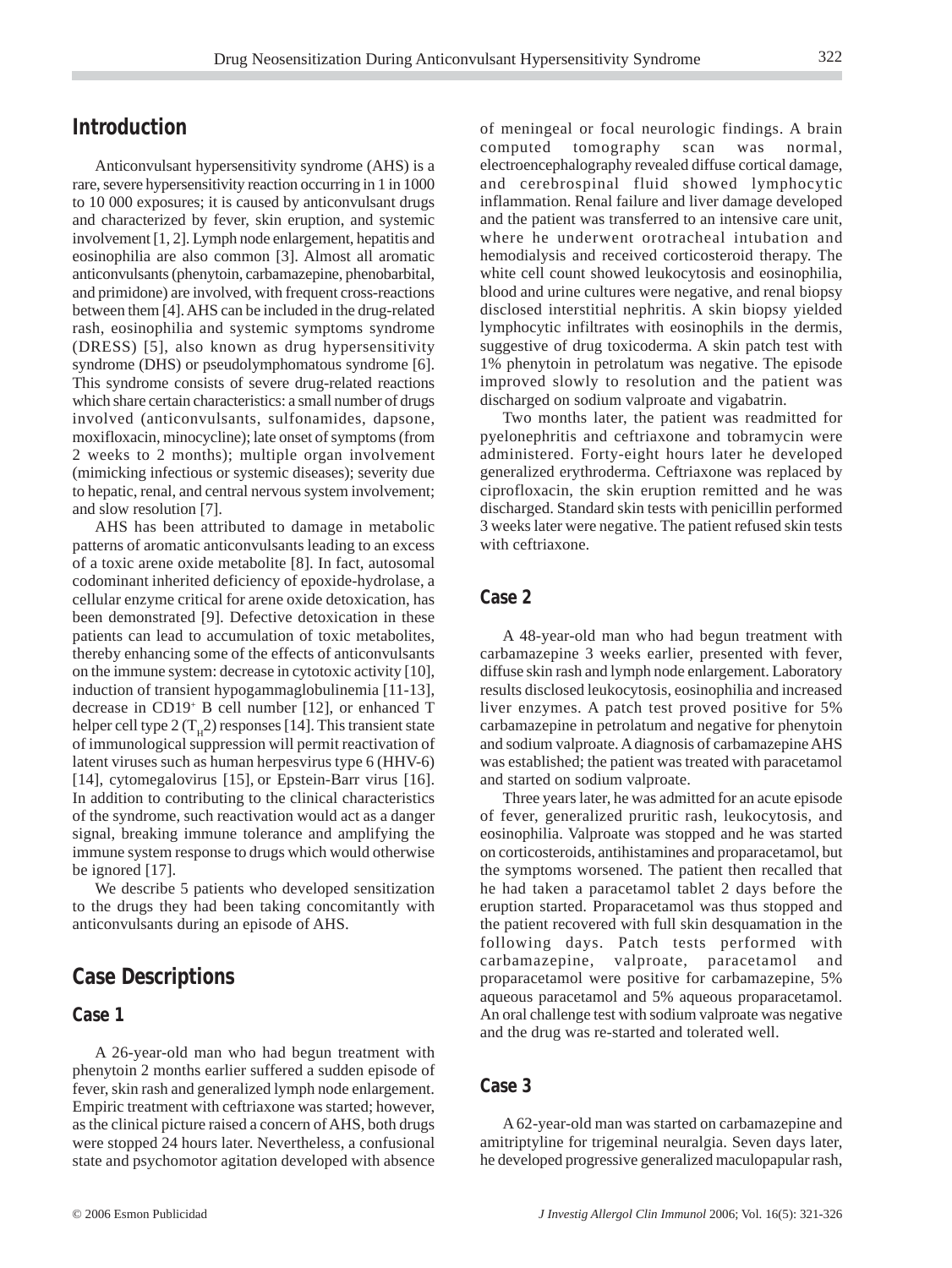## Introduction

Anticonvulsant hypersensitivity syndrome (AHS) is a rare, severe hypersensitivity reaction occurring in 1 in 1000 to 10 000 exposures; it is caused by anticonvulsant drugs and characterized by fever, skin eruption, and systemic involvement [1, 2]. Lymph node enlargement, hepatitis and eosinophilia are also common [3]. Almost all aromatic anticonvulsants (phenytoin, carbamazepine, phenobarbital, and primidone) are involved, with frequent cross-reactions between them [4]. AHS can be included in the drug-related rash, eosinophilia and systemic symptoms syndrome (DRESS) [5], also known as drug hypersensitivity syndrome (DHS) or pseudolymphomatous syndrome [6]. This syndrome consists of severe drug-related reactions which share certain characteristics: a small number of drugs involved (anticonvulsants, sulfonamides, dapsone, moxifloxacin, minocycline); late onset of symptoms (from 2 weeks to 2 months); multiple organ involvement (mimicking infectious or systemic diseases); severity due to hepatic, renal, and central nervous system involvement; and slow resolution [7].

AHS has been attributed to damage in metabolic patterns of aromatic anticonvulsants leading to an excess of a toxic arene oxide metabolite [8]. In fact, autosomal codominant inherited deficiency of epoxide-hydrolase, a cellular enzyme critical for arene oxide detoxication, has been demonstrated [9]. Defective detoxication in these patients can lead to accumulation of toxic metabolites, thereby enhancing some of the effects of anticonvulsants on the immune system: decrease in cytotoxic activity [10], induction of transient hypogammaglobulinemia [11-13], decrease in $CD19^+$ B cell number [12], or enhanced T helper cell type 2 ($T_H2$) responses [14]. This transient state of immunological suppression will permit reactivation of latent viruses such as human herpesvirus type 6 (HHV-6) [14], cytomegalovirus [15], or Epstein-Barr virus [16]. In addition to contributing to the clinical characteristics of the syndrome, such reactivation would act as a danger signal, breaking immune tolerance and amplifying the immune system response to drugs which would otherwise be ignored [17].

We describe 5 patients who developed sensitization to the drugs they had been taking concomitantly with anticonvulsants during an episode of AHS.

## Case Descriptions

### Case 1

A 26-year-old man who had begun treatment with phenytoin 2 months earlier suffered a sudden episode of fever, skin rash and generalized lymph node enlargement. Empiric treatment with ceftriaxone was started; however, as the clinical picture raised a concern of AHS, both drugs were stopped 24 hours later. Nevertheless, a confusional state and psychomotor agitation developed with absence of meningeal or focal neurologic findings. A brain computed tomography scan was normal, electroencephalography revealed diffuse cortical damage, and cerebrospinal fluid showed lymphocytic inflammation. Renal failure and liver damage developed and the patient was transferred to an intensive care unit, where he underwent orotracheal intubation and hemodialysis and received corticosteroid therapy. The white cell count showed leukocytosis and eosinophilia, blood and urine cultures were negative, and renal biopsy disclosed interstitial nephritis. A skin biopsy yielded lymphocytic infiltrates with eosinophils in the dermis, suggestive of drug toxicoderma. A skin patch test with 1% phenytoin in petrolatum was negative. The episode improved slowly to resolution and the patient was discharged on sodium valproate and vigabatrin.

Two months later, the patient was readmitted for pyelonephritis and ceftriaxone and tobramycin were administered. Forty-eight hours later he developed generalized erythroderma. Ceftriaxone was replaced by ciprofloxacin, the skin eruption remitted and he was discharged. Standard skin tests with penicillin performed 3 weeks later were negative. The patient refused skin tests with ceftriaxone.

### Case 2

A 48-year-old man who had begun treatment with carbamazepine 3 weeks earlier, presented with fever, diffuse skin rash and lymph node enlargement. Laboratory results disclosed leukocytosis, eosinophilia and increased liver enzymes. A patch test proved positive for 5% carbamazepine in petrolatum and negative for phenytoin and sodium valproate. A diagnosis of carbamazepine AHS was established; the patient was treated with paracetamol and started on sodium valproate.

Three years later, he was admitted for an acute episode of fever, generalized pruritic rash, leukocytosis, and eosinophilia. Valproate was stopped and he was started on corticosteroids, antihistamines and proparacetamol, but the symptoms worsened. The patient then recalled that he had taken a paracetamol tablet 2 days before the eruption started. Proparacetamol was thus stopped and the patient recovered with full skin desquamation in the following days. Patch tests performed with carbamazepine, valproate, paracetamol and proparacetamol were positive for carbamazepine, 5% aqueous paracetamol and 5% aqueous proparacetamol. An oral challenge test with sodium valproate was negative and the drug was re-started and tolerated well.

### Case 3

A 62-year-old man was started on carbamazepine and amitriptyline for trigeminal neuralgia. Seven days later, he developed progressive generalized maculopapular rash,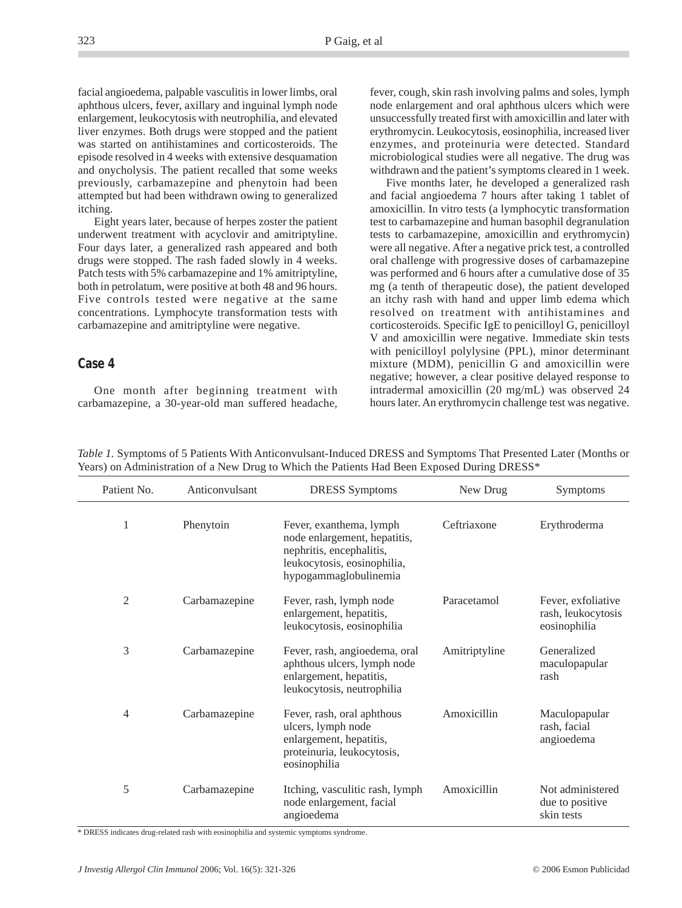facial angioedema, palpable vasculitis in lower limbs, oral aphthous ulcers, fever, axillary and inguinal lymph node enlargement, leukocytosis with neutrophilia, and elevated liver enzymes. Both drugs were stopped and the patient was started on antihistamines and corticosteroids. The episode resolved in 4 weeks with extensive desquamation and onycholysis. The patient recalled that some weeks previously, carbamazepine and phenytoin had been attempted but had been withdrawn owing to generalized itching.

Eight years later, because of herpes zoster the patient underwent treatment with acyclovir and amitriptyline. Four days later, a generalized rash appeared and both drugs were stopped. The rash faded slowly in 4 weeks. Patch tests with 5% carbamazepine and 1% amitriptyline, both in petrolatum, were positive at both 48 and 96 hours. Five controls tested were negative at the same concentrations. Lymphocyte transformation tests with carbamazepine and amitriptyline were negative.

## Case 4

One month after beginning treatment with carbamazepine, a 30-year-old man suffered headache, fever, cough, skin rash involving palms and soles, lymph node enlargement and oral aphthous ulcers which were unsuccessfully treated first with amoxicillin and later with erythromycin. Leukocytosis, eosinophilia, increased liver enzymes, and proteinuria were detected. Standard microbiological studies were all negative. The drug was withdrawn and the patient's symptoms cleared in 1 week.

Five months later, he developed a generalized rash and facial angioedema 7 hours after taking 1 tablet of amoxicillin. In vitro tests (a lymphocytic transformation test to carbamazepine and human basophil degranulation tests to carbamazepine, amoxicillin and erythromycin) were all negative. After a negative prick test, a controlled oral challenge with progressive doses of carbamazepine was performed and 6 hours after a cumulative dose of 35 mg (a tenth of therapeutic dose), the patient developed an itchy rash with hand and upper limb edema which resolved on treatment with antihistamines and corticosteroids. Specific IgE to penicilloyl G, penicilloyl V and amoxicillin were negative. Immediate skin tests with penicilloyl polylysine (PPL), minor determinant mixture (MDM), penicillin G and amoxicillin were negative; however, a clear positive delayed response to intradermal amoxicillin (20 mg/mL) was observed 24 hours later. An erythromycin challenge test was negative.

*Table 1.* Symptoms of 5 Patients With Anticonvulsant-Induced DRESS and Symptoms That Presented Later (Months or Years) on Administration of a New Drug to Which the Patients Had Been Exposed During DRESS*

| Patient No. | Anticonvulsant | DRESS Symptoms | New Drug | Symptoms |
|---|---|---|---|---|
| 1 | Phenytoin | Fever, exanthema, lymph node enlargement, hepatitis, nephritis, encephalitis, leukocytosis, eosinophilia, hypogammaglobulinemia | Ceftriaxone | Erythroderma |
| 2 | Carbamazepine | Fever, rash, lymph node enlargement, hepatitis, leukocytosis, eosinophilia | Paracetamol | Fever, exfoliative rash, leukocytosis eosinophilia |
| 3 | Carbamazepine | Fever, rash, angioedema, oral aphthous ulcers, lymph node enlargement, hepatitis, leukocytosis, neutrophilia | Amitriptyline | Generalized maculopapular rash |
| 4 | Carbamazepine | Fever, rash, oral aphthous ulcers, lymph node enlargement, hepatitis, proteinuria, leukocytosis, eosinophilia | Amoxicillin | Maculopapular rash, facial angioedema |
| 5 | Carbamazepine | Itching, vasculitic rash, lymph node enlargement, facial angioedema | Amoxicillin | Not administered due to positive skin tests |

* DRESS indicates drug-related rash with eosinophilia and systemic symptoms syndrome.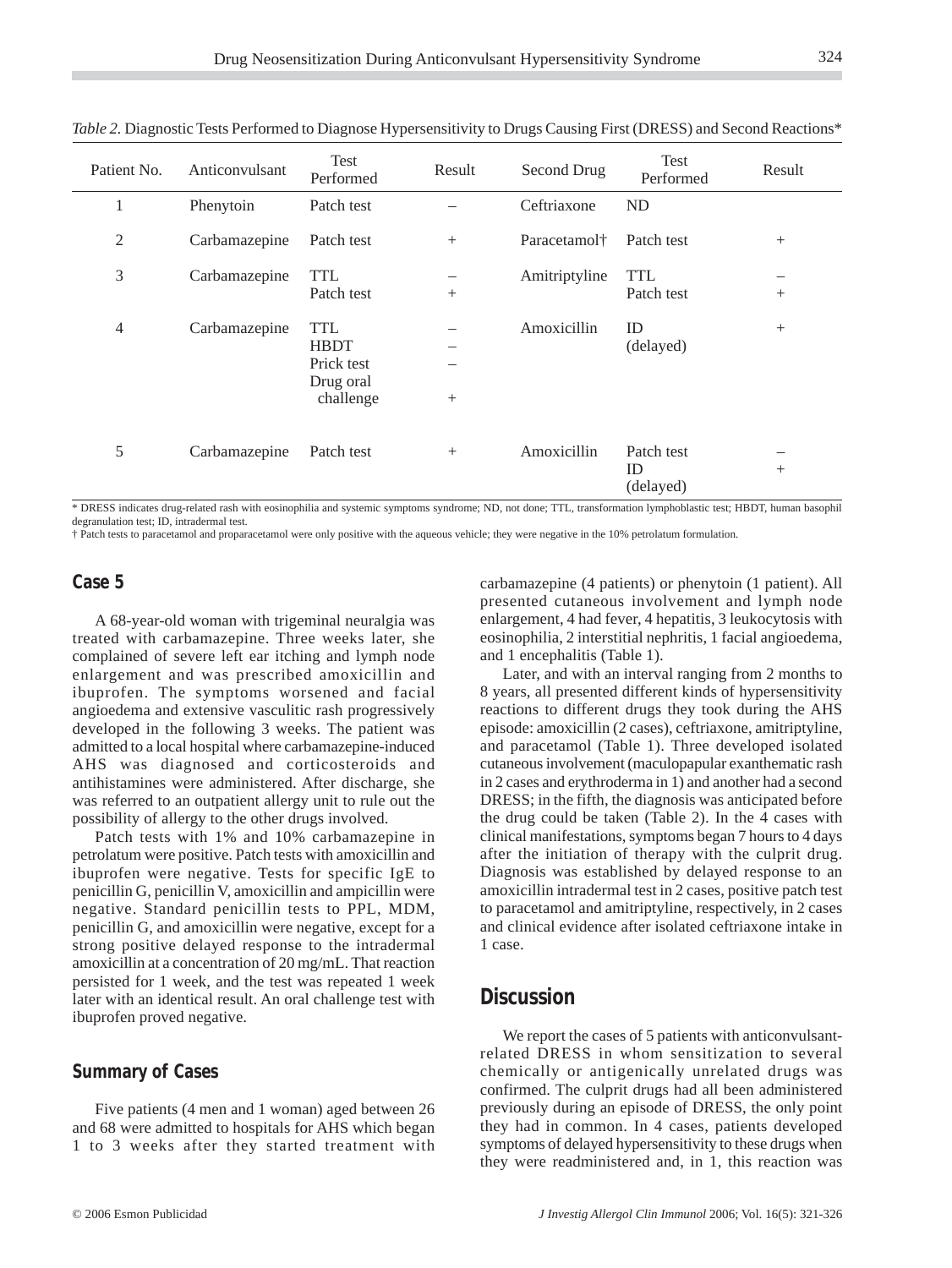*Table 2.* Diagnostic Tests Performed to Diagnose Hypersensitivity to Drugs Causing First (DRESS) and Second Reactions*

| Patient No. | Anticonvulsant | Test Performed | Result | Second Drug | Test Performed | Result |
|---|---|---|---|---|---|---|
| 1 | Phenytoin | Patch test | – | Ceftriaxone | ND | |
| 2 | Carbamazepine | Patch test | + | Paracetamol† | Patch test | + |
| 3 | Carbamazepine | TTL<br>Patch test | –<br>+ | Amitriptyline | TTL<br>Patch test | –<br>+ |
| 4 | Carbamazepine | TTL<br>HBDT<br>Prick test<br>Drug oral challenge | –<br>–<br>–<br>+ | Amoxicillin | ID (delayed) | + |
| 5 | Carbamazepine | Patch test | + | Amoxicillin | Patch test<br>ID (delayed) | –<br>+ |

* DRESS indicates drug-related rash with eosinophilia and systemic symptoms syndrome; ND, not done; TTL, transformation lymphoblastic test; HBDT, human basophil degranulation test; ID, intradermal test.

† Patch tests to paracetamol and proparacetamol were only positive with the aqueous vehicle; they were negative in the 10% petrolatum formulation.

### Case 5

A 68-year-old woman with trigeminal neuralgia was treated with carbamazepine. Three weeks later, she complained of severe left ear itching and lymph node enlargement and was prescribed amoxicillin and ibuprofen. The symptoms worsened and facial angioedema and extensive vasculitic rash progressively developed in the following 3 weeks. The patient was admitted to a local hospital where carbamazepine-induced AHS was diagnosed and corticosteroids and antihistamines were administered. After discharge, she was referred to an outpatient allergy unit to rule out the possibility of allergy to the other drugs involved.

Patch tests with 1% and 10% carbamazepine in petrolatum were positive. Patch tests with amoxicillin and ibuprofen were negative. Tests for specific IgE to penicillin G, penicillin V, amoxicillin and ampicillin were negative. Standard penicillin tests to PPL, MDM, penicillin G, and amoxicillin were negative, except for a strong positive delayed response to the intradermal amoxicillin at a concentration of 20 mg/mL. That reaction persisted for 1 week, and the test was repeated 1 week later with an identical result. An oral challenge test with ibuprofen proved negative.

### Summary of Cases

Five patients (4 men and 1 woman) aged between 26 and 68 were admitted to hospitals for AHS which began 1 to 3 weeks after they started treatment with carbamazepine (4 patients) or phenytoin (1 patient). All presented cutaneous involvement and lymph node enlargement, 4 had fever, 4 hepatitis, 3 leukocytosis with eosinophilia, 2 interstitial nephritis, 1 facial angioedema, and 1 encephalitis (Table 1).

Later, and with an interval ranging from 2 months to 8 years, all presented different kinds of hypersensitivity reactions to different drugs they took during the AHS episode: amoxicillin (2 cases), ceftriaxone, amitriptyline, and paracetamol (Table 1). Three developed isolated cutaneous involvement (maculopapular exanthematic rash in 2 cases and erythroderma in 1) and another had a second DRESS; in the fifth, the diagnosis was anticipated before the drug could be taken (Table 2). In the 4 cases with clinical manifestations, symptoms began 7 hours to 4 days after the initiation of therapy with the culprit drug. Diagnosis was established by delayed response to an amoxicillin intradermal test in 2 cases, positive patch test to paracetamol and amitriptyline, respectively, in 2 cases and clinical evidence after isolated ceftriaxone intake in 1 case.

## Discussion

We report the cases of 5 patients with anticonvulsant-related DRESS in whom sensitization to several chemically or antigenically unrelated drugs was confirmed. The culprit drugs had all been administered previously during an episode of DRESS, the only point they had in common. In 4 cases, patients developed symptoms of delayed hypersensitivity to these drugs when they were readministered and, in 1, this reaction was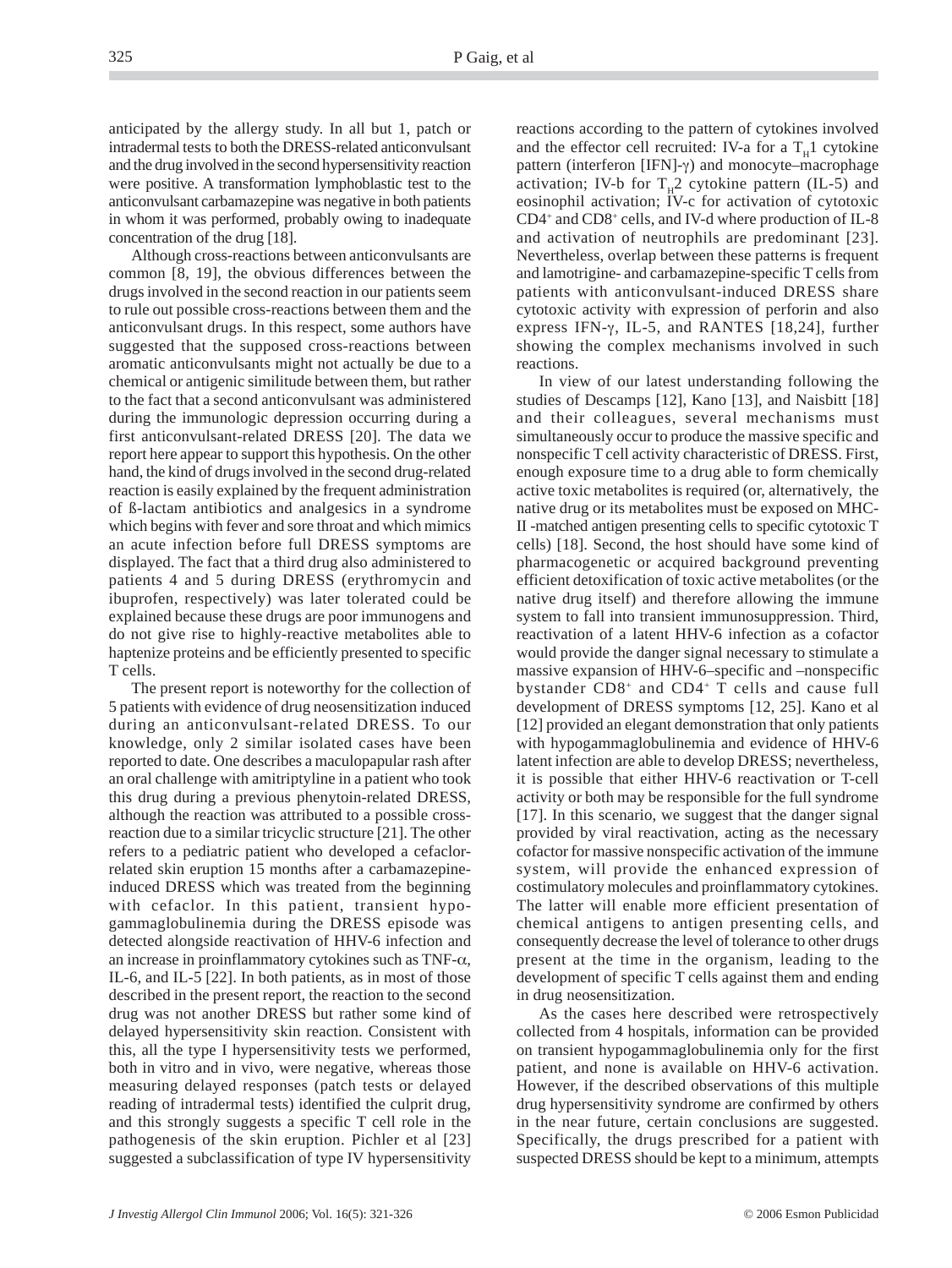anticipated by the allergy study. In all but 1, patch or intradermal tests to both the DRESS-related anticonvulsant and the drug involved in the second hypersensitivity reaction were positive. A transformation lymphoblastic test to the anticonvulsant carbamazepine was negative in both patients in whom it was performed, probably owing to inadequate concentration of the drug [18].

Although cross-reactions between anticonvulsants are common [8, 19], the obvious differences between the drugs involved in the second reaction in our patients seem to rule out possible cross-reactions between them and the anticonvulsant drugs. In this respect, some authors have suggested that the supposed cross-reactions between aromatic anticonvulsants might not actually be due to a chemical or antigenic similitude between them, but rather to the fact that a second anticonvulsant was administered during the immunologic depression occurring during a first anticonvulsant-related DRESS [20]. The data we report here appear to support this hypothesis. On the other hand, the kind of drugs involved in the second drug-related reaction is easily explained by the frequent administration of ß-lactam antibiotics and analgesics in a syndrome which begins with fever and sore throat and which mimics an acute infection before full DRESS symptoms are displayed. The fact that a third drug also administered to patients 4 and 5 during DRESS (erythromycin and ibuprofen, respectively) was later tolerated could be explained because these drugs are poor immunogens and do not give rise to highly-reactive metabolites able to haptenize proteins and be efficiently presented to specific T cells.

The present report is noteworthy for the collection of 5 patients with evidence of drug neosensitization induced during an anticonvulsant-related DRESS. To our knowledge, only 2 similar isolated cases have been reported to date. One describes a maculopapular rash after an oral challenge with amitriptyline in a patient who took this drug during a previous phenytoin-related DRESS, although the reaction was attributed to a possible cross-reaction due to a similar tricyclic structure [21]. The other refers to a pediatric patient who developed a cefaclor-related skin eruption 15 months after a carbamazepine-induced DRESS which was treated from the beginning with cefaclor. In this patient, transient hypogammaglobulinemia during the DRESS episode was detected alongside reactivation of HHV-6 infection and an increase in proinflammatory cytokines such as TNF-α, IL-6, and IL-5 [22]. In both patients, as in most of those described in the present report, the reaction to the second drug was not another DRESS but rather some kind of delayed hypersensitivity skin reaction. Consistent with this, all the type I hypersensitivity tests we performed, both in vitro and in vivo, were negative, whereas those measuring delayed responses (patch tests or delayed reading of intradermal tests) identified the culprit drug, and this strongly suggests a specific T cell role in the pathogenesis of the skin eruption. Pichler et al [23] suggested a subclassification of type IV hypersensitivity reactions according to the pattern of cytokines involved and the effector cell recruited: IV-a for a $T_H1$ cytokine pattern (interferon [IFN]-γ) and monocyte–macrophage activation; IV-b for $T_H2$ cytokine pattern (IL-5) and eosinophil activation; IV-c for activation of cytotoxic $CD4^+$ and $CD8^+$ cells, and IV-d where production of IL-8 and activation of neutrophils are predominant [23]. Nevertheless, overlap between these patterns is frequent and lamotrigine- and carbamazepine-specific T cells from patients with anticonvulsant-induced DRESS share cytotoxic activity with expression of perforin and also express IFN-γ, IL-5, and RANTES [18,24], further showing the complex mechanisms involved in such reactions.

In view of our latest understanding following the studies of Descamps [12], Kano [13], and Naisbitt [18] and their colleagues, several mechanisms must simultaneously occur to produce the massive specific and nonspecific T cell activity characteristic of DRESS. First, enough exposure time to a drug able to form chemically active toxic metabolites is required (or, alternatively, the native drug or its metabolites must be exposed on MHC-II -matched antigen presenting cells to specific cytotoxic T cells) [18]. Second, the host should have some kind of pharmacogenetic or acquired background preventing efficient detoxification of toxic active metabolites (or the native drug itself) and therefore allowing the immune system to fall into transient immunosuppression. Third, reactivation of a latent HHV-6 infection as a cofactor would provide the danger signal necessary to stimulate a massive expansion of HHV-6–specific and –nonspecific bystander $CD8^+$ and $CD4^+$ T cells and cause full development of DRESS symptoms [12, 25]. Kano et al [12] provided an elegant demonstration that only patients with hypogammaglobulinemia and evidence of HHV-6 latent infection are able to develop DRESS; nevertheless, it is possible that either HHV-6 reactivation or T-cell activity or both may be responsible for the full syndrome [17]. In this scenario, we suggest that the danger signal provided by viral reactivation, acting as the necessary cofactor for massive nonspecific activation of the immune system, will provide the enhanced expression of costimulatory molecules and proinflammatory cytokines. The latter will enable more efficient presentation of chemical antigens to antigen presenting cells, and consequently decrease the level of tolerance to other drugs present at the time in the organism, leading to the development of specific T cells against them and ending in drug neosensitization.

As the cases here described were retrospectively collected from 4 hospitals, information can be provided on transient hypogammaglobulinemia only for the first patient, and none is available on HHV-6 activation. However, if the described observations of this multiple drug hypersensitivity syndrome are confirmed by others in the near future, certain conclusions are suggested. Specifically, the drugs prescribed for a patient with suspected DRESS should be kept to a minimum, attempts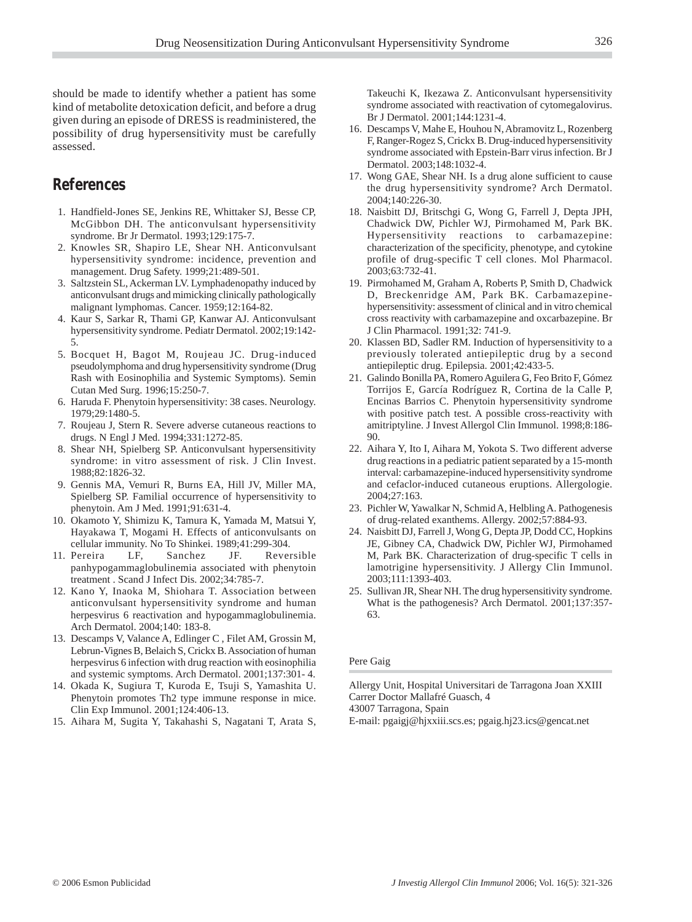should be made to identify whether a patient has some kind of metabolite detoxication deficit, and before a drug given during an episode of DRESS is readministered, the possibility of drug hypersensitivity must be carefully assessed.

## References

1. Handfield-Jones SE, Jenkins RE, Whittaker SJ, Besse CP, McGibbon DH. The anticonvulsant hypersensitivity syndrome. Br Jr Dermatol. 1993;129:175-7.
2. Knowles SR, Shapiro LE, Shear NH. Anticonvulsant hypersensitivity syndrome: incidence, prevention and management. Drug Safety. 1999;21:489-501.
3. Saltzstein SL, Ackerman LV. Lymphadenopathy induced by anticonvulsant drugs and mimicking clinically pathologically malignant lymphomas. Cancer. 1959;12:164-82.
4. Kaur S, Sarkar R, Thami GP, Kanwar AJ. Anticonvulsant hypersensitivity syndrome. Pediatr Dermatol. 2002;19:142-5.
5. Bocquet H, Bagot M, Roujeau JC. Drug-induced pseudolymphoma and drug hypersensitivity syndrome (Drug Rash with Eosinophilia and Systemic Symptoms). Semin Cutan Med Surg. 1996;15:250-7.
6. Haruda F. Phenytoin hypersensitivity: 38 cases. Neurology. 1979;29:1480-5.
7. Roujeau J, Stern R. Severe adverse cutaneous reactions to drugs. N Engl J Med. 1994;331:1272-85.
8. Shear NH, Spielberg SP. Anticonvulsant hypersensitivity syndrome: in vitro assessment of risk. J Clin Invest. 1988;82:1826-32.
9. Gennis MA, Vemuri R, Burns EA, Hill JV, Miller MA, Spielberg SP. Familial occurrence of hypersensitivity to phenytoin. Am J Med. 1991;91:631-4.
10. Okamoto Y, Shimizu K, Tamura K, Yamada M, Matsui Y, Hayakawa T, Mogami H. Effects of anticonvulsants on cellular immunity. No To Shinkei. 1989;41:299-304.
11. Pereira LF, Sanchez JF. Reversible panhypogammaglobulinemia associated with phenytoin treatment . Scand J Infect Dis. 2002;34:785-7.
12. Kano Y, Inaoka M, Shiohara T. Association between anticonvulsant hypersensitivity syndrome and human herpesvirus 6 reactivation and hypogammaglobulinemia. Arch Dermatol. 2004;140: 183-8.
13. Descamps V, Valance A, Edlinger C , Filet AM, Grossin M, Lebrun-Vignes B, Belaich S, Crickx B. Association of human herpesvirus 6 infection with drug reaction with eosinophilia and systemic symptoms. Arch Dermatol. 2001;137:301- 4.
14. Okada K, Sugiura T, Kuroda E, Tsuji S, Yamashita U. Phenytoin promotes Th2 type immune response in mice. Clin Exp Immunol. 2001;124:406-13.
15. Aihara M, Sugita Y, Takahashi S, Nagatani T, Arata S, Takeuchi K, Ikezawa Z. Anticonvulsant hypersensitivity syndrome associated with reactivation of cytomegalovirus. Br J Dermatol. 2001;144:1231-4.
16. Descamps V, Mahe E, Houhou N, Abramovitz L, Rozenberg F, Ranger-Rogez S, Crickx B. Drug-induced hypersensitivity syndrome associated with Epstein-Barr virus infection. Br J Dermatol. 2003;148:1032-4.
17. Wong GAE, Shear NH. Is a drug alone sufficient to cause the drug hypersensitivity syndrome? Arch Dermatol. 2004;140:226-30.
18. Naisbitt DJ, Britschgi G, Wong G, Farrell J, Depta JPH, Chadwick DW, Pichler WJ, Pirmohamed M, Park BK. Hypersensitivity reactions to carbamazepine: characterization of the specificity, phenotype, and cytokine profile of drug-specific T cell clones. Mol Pharmacol. 2003;63:732-41.
19. Pirmohamed M, Graham A, Roberts P, Smith D, Chadwick D, Breckenridge AM, Park BK. Carbamazepine-hypersensitivity: assessment of clinical and in vitro chemical cross reactivity with carbamazepine and oxcarbazepine. Br J Clin Pharmacol. 1991;32: 741-9.
20. Klassen BD, Sadler RM. Induction of hypersensitivity to a previously tolerated antiepileptic drug by a second antiepileptic drug. Epilepsia. 2001;42:433-5.
21. Galindo Bonilla PA, Romero Aguilera G, Feo Brito F, Gómez Torrijos E, García Rodríguez R, Cortina de la Calle P, Encinas Barrios C. Phenytoin hypersensitivity syndrome with positive patch test. A possible cross-reactivity with amitriptyline. J Invest Allergol Clin Immunol. 1998;8:186-90.
22. Aihara Y, Ito I, Aihara M, Yokota S. Two different adverse drug reactions in a pediatric patient separated by a 15-month interval: carbamazepine-induced hypersensitivity syndrome and cefaclor-induced cutaneous eruptions. Allergologie. 2004;27:163.
23. Pichler W, Yawalkar N, Schmid A, Helbling A. Pathogenesis of drug-related exanthems. Allergy. 2002;57:884-93.
24. Naisbitt DJ, Farrell J, Wong G, Depta JP, Dodd CC, Hopkins JE, Gibney CA, Chadwick DW, Pichler WJ, Pirmohamed M, Park BK. Characterization of drug-specific T cells in lamotrigine hypersensitivity. J Allergy Clin Immunol. 2003;111:1393-403.
25. Sullivan JR, Shear NH. The drug hypersensitivity syndrome. What is the pathogenesis? Arch Dermatol. 2001;137:357-63.

Pere Gaig

Allergy Unit, Hospital Universitari de Tarragona Joan XXIII
Carrer Doctor Mallafré Guasch, 4
43007 Tarragona, Spain
E-mail: pgaigj@hjxxiii.scs.es; pgaig.hj23.ics@gencat.net